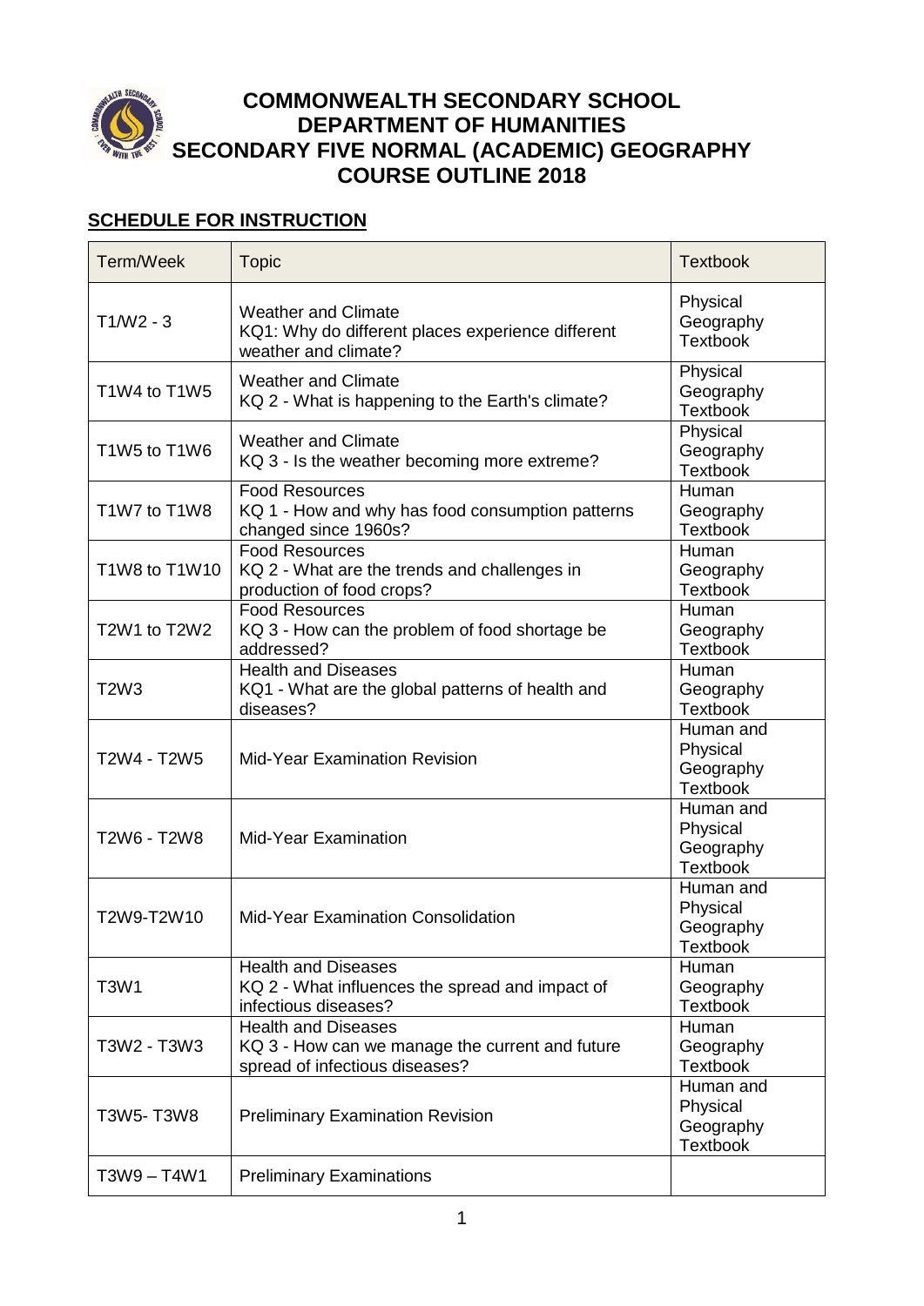# COMMONWEALTH SECONDARY SCHOOL
# DEPARTMENT OF HUMANITIES
# SECONDARY FIVE NORMAL (ACADEMIC) GEOGRAPHY
# COURSE OUTLINE 2018

## SCHEDULE FOR INSTRUCTION

| Term/Week | Topic | Textbook |
|---|---|---|
| T1/W2 - 3 | Weather and Climate<br>KQ1: Why do different places experience different weather and climate? | Physical Geography Textbook |
| T1W4 to T1W5 | Weather and Climate<br>KQ 2 - What is happening to the Earth's climate? | Physical Geography Textbook |
| T1W5 to T1W6 | Weather and Climate<br>KQ 3 - Is the weather becoming more extreme? | Physical Geography Textbook |
| T1W7 to T1W8 | Food Resources<br>KQ 1 - How and why has food consumption patterns changed since 1960s? | Human Geography Textbook |
| T1W8 to T1W10 | Food Resources<br>KQ 2 - What are the trends and challenges in production of food crops? | Human Geography Textbook |
| T2W1 to T2W2 | Food Resources<br>KQ 3 - How can the problem of food shortage be addressed? | Human Geography Textbook |
| T2W3 | Health and Diseases<br>KQ1 - What are the global patterns of health and diseases? | Human Geography Textbook |
| T2W4 - T2W5 | Mid-Year Examination Revision | Human and Physical Geography Textbook |
| T2W6 - T2W8 | Mid-Year Examination | Human and Physical Geography Textbook |
| T2W9-T2W10 | Mid-Year Examination Consolidation | Human and Physical Geography Textbook |
| T3W1 | Health and Diseases<br>KQ 2 - What influences the spread and impact of infectious diseases? | Human Geography Textbook |
| T3W2 - T3W3 | Health and Diseases<br>KQ 3 - How can we manage the current and future spread of infectious diseases? | Human Geography Textbook |
| T3W5- T3W8 | Preliminary Examination Revision | Human and Physical Geography Textbook |
| T3W9 – T4W1 | Preliminary Examinations | |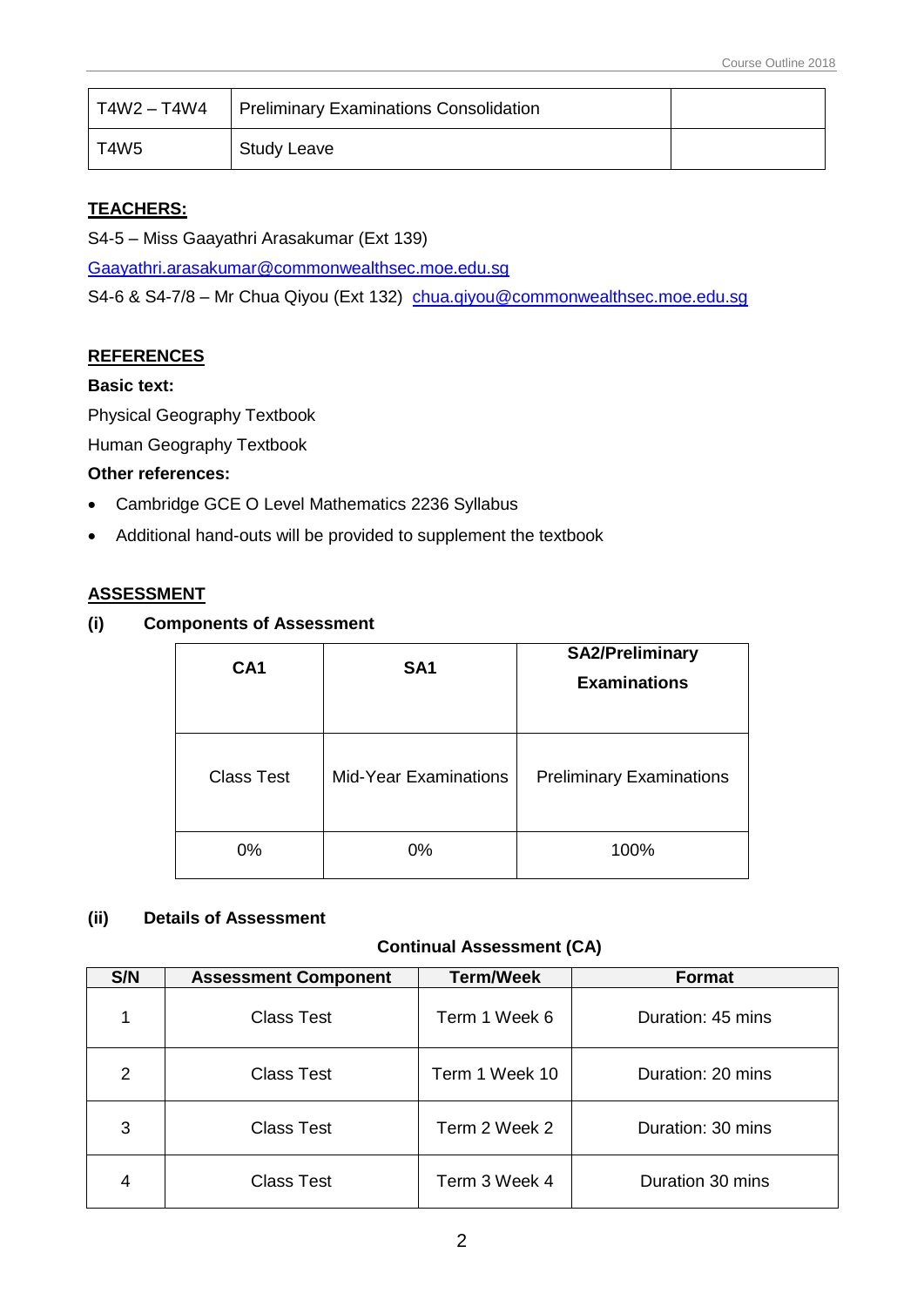| T4W2 – T4W4 | Preliminary Examinations Consolidation | |
|---|---|---|
| T4W5 | Study Leave | |

**TEACHERS:**

S4-5 – Miss Gaayathri Arasakumar (Ext 139)

Gaayathri.arasakumar@commonwealthsec.moe.edu.sg

S4-6 & S4-7/8 – Mr Chua Qiyou (Ext 132) chua.qiyou@commonwealthsec.moe.edu.sg

**REFERENCES**

**Basic text:**

Physical Geography Textbook

Human Geography Textbook

**Other references:**

- Cambridge GCE O Level Mathematics 2236 Syllabus
- Additional hand-outs will be provided to supplement the textbook

**ASSESSMENT**

**(i) Components of Assessment**

| CA1 | SA1 | SA2/Preliminary Examinations |
|---|---|---|
| Class Test | Mid-Year Examinations | Preliminary Examinations |
| 0% | 0% | 100% |

**(ii) Details of Assessment**

**Continual Assessment (CA)**

| S/N | Assessment Component | Term/Week | Format |
|---|---|---|---|
| 1 | Class Test | Term 1 Week 6 | Duration: 45 mins |
| 2 | Class Test | Term 1 Week 10 | Duration: 20 mins |
| 3 | Class Test | Term 2 Week 2 | Duration: 30 mins |
| 4 | Class Test | Term 3 Week 4 | Duration 30 mins |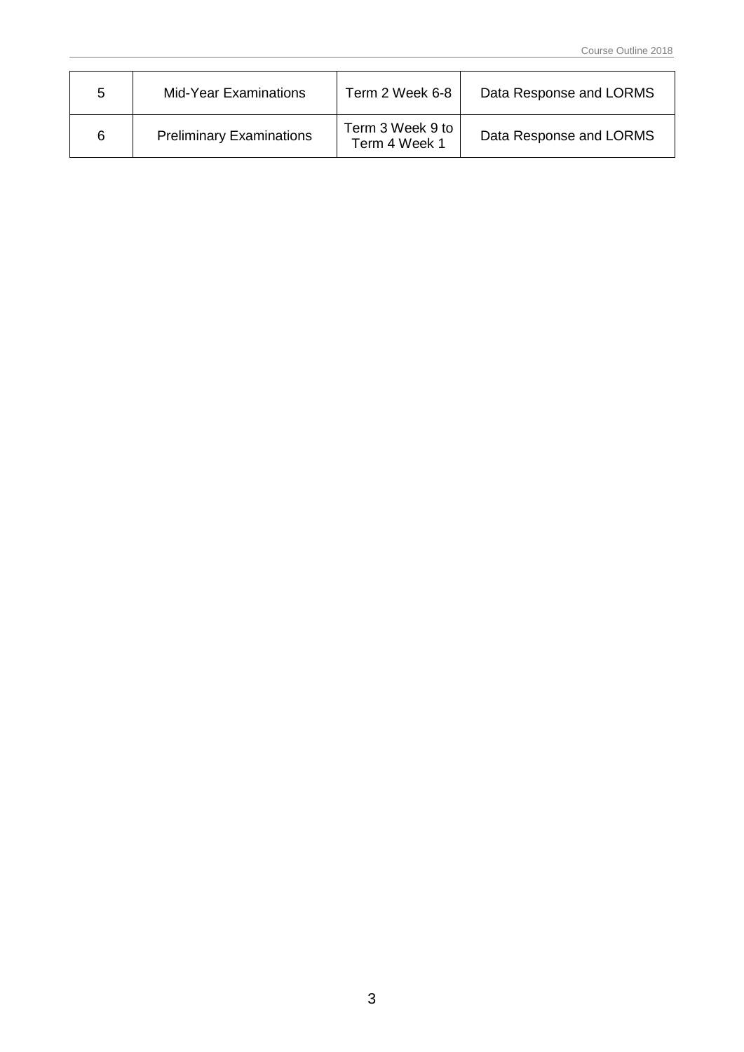| | | | |
|---|---|---|---|
| 5 | Mid-Year Examinations | Term 2 Week 6-8 | Data Response and LORMS |
| 6 | Preliminary Examinations | Term 3 Week 9 to Term 4 Week 1 | Data Response and LORMS |